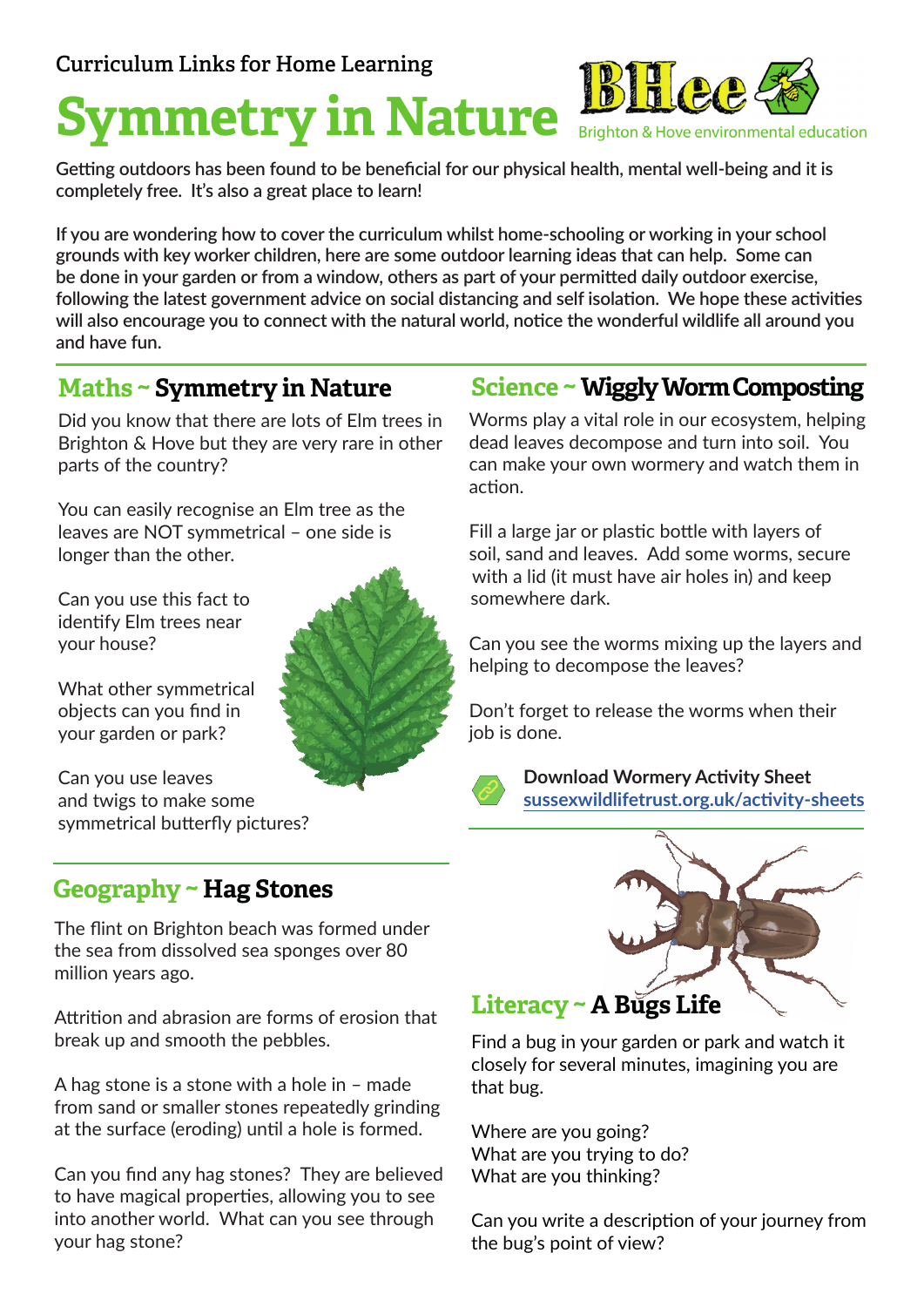Curriculum Links for Home Learning

# Symmetry in Nature

BHee — Brighton & Hove environmental education

**Getting outdoors has been found to be beneficial for our physical health, mental well-being and it is completely free. It's also a great place to learn!**

**If you are wondering how to cover the curriculum whilst home-schooling or working in your school grounds with key worker children, here are some outdoor learning ideas that can help. Some can be done in your garden or from a window, others as part of your permitted daily outdoor exercise, following the latest government advice on social distancing and self isolation. We hope these activities will also encourage you to connect with the natural world, notice the wonderful wildlife all around you and have fun.**

## Maths ~ Symmetry in Nature

Did you know that there are lots of Elm trees in Brighton & Hove but they are very rare in other parts of the country?

You can easily recognise an Elm tree as the leaves are NOT symmetrical – one side is longer than the other.

Can you use this fact to identify Elm trees near your house?

What other symmetrical objects can you find in your garden or park?

Can you use leaves and twigs to make some symmetrical butterfly pictures?

## Geography ~ Hag Stones

The flint on Brighton beach was formed under the sea from dissolved sea sponges over 80 million years ago.

Attrition and abrasion are forms of erosion that break up and smooth the pebbles.

A hag stone is a stone with a hole in – made from sand or smaller stones repeatedly grinding at the surface (eroding) until a hole is formed.

Can you find any hag stones? They are believed to have magical properties, allowing you to see into another world. What can you see through your hag stone?

## Science ~ Wiggly Worm Composting

Worms play a vital role in our ecosystem, helping dead leaves decompose and turn into soil. You can make your own wormery and watch them in action.

Fill a large jar or plastic bottle with layers of soil, sand and leaves. Add some worms, secure with a lid (it must have air holes in) and keep somewhere dark.

Can you see the worms mixing up the layers and helping to decompose the leaves?

Don't forget to release the worms when their job is done.

**Download Wormery Activity Sheet**
**sussexwildlifetrust.org.uk/activity-sheets**

## Literacy ~ A Bugs Life

Find a bug in your garden or park and watch it closely for several minutes, imagining you are that bug.

Where are you going?
What are you trying to do?
What are you thinking?

Can you write a description of your journey from the bug's point of view?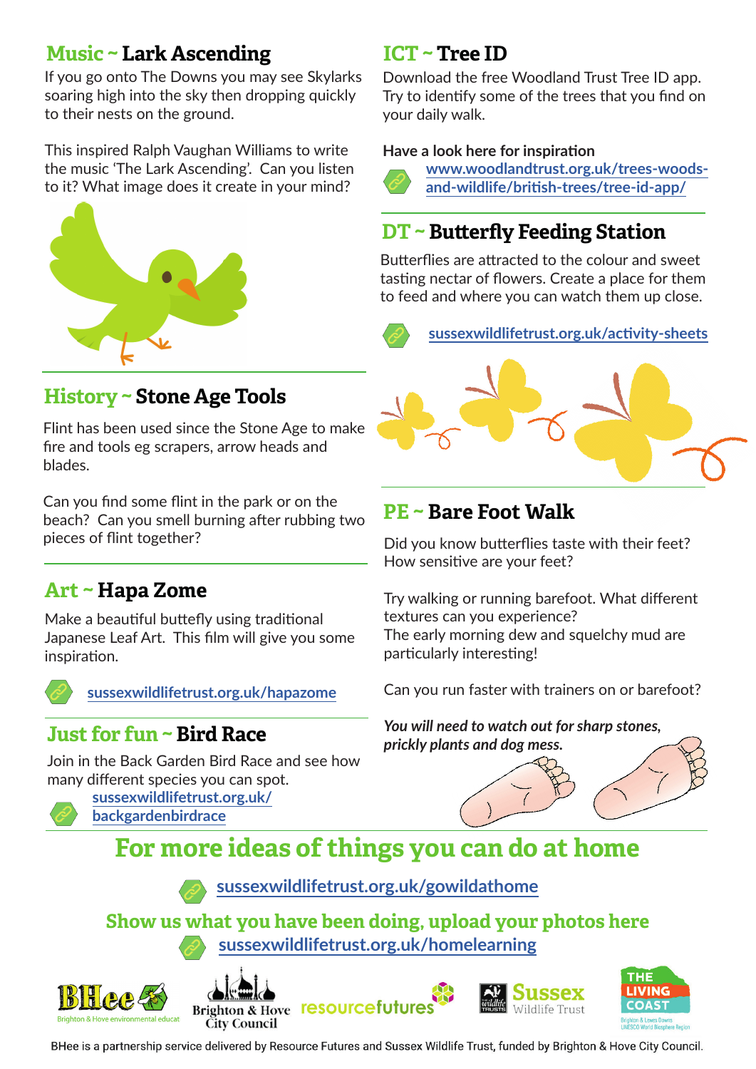## Music ~ Lark Ascending

If you go onto The Downs you may see Skylarks soaring high into the sky then dropping quickly to their nests on the ground.

This inspired Ralph Vaughan Williams to write the music 'The Lark Ascending'. Can you listen to it? What image does it create in your mind?

## History ~ Stone Age Tools

Flint has been used since the Stone Age to make fire and tools eg scrapers, arrow heads and blades.

Can you find some flint in the park or on the beach? Can you smell burning after rubbing two pieces of flint together?

## Art ~ Hapa Zome

Make a beautiful buttefly using traditional Japanese Leaf Art. This film will give you some inspiration.

sussexwildlifetrust.org.uk/hapazome

## Just for fun ~ Bird Race

Join in the Back Garden Bird Race and see how many different species you can spot.

sussexwildlifetrust.org.uk/backgardenbirdrace

## ICT ~ Tree ID

Download the free Woodland Trust Tree ID app. Try to identify some of the trees that you find on your daily walk.

**Have a look here for inspiration**

www.woodlandtrust.org.uk/trees-woods-and-wildlife/british-trees/tree-id-app/

## DT ~ Butterfly Feeding Station

Butterflies are attracted to the colour and sweet tasting nectar of flowers. Create a place for them to feed and where you can watch them up close.

sussexwildlifetrust.org.uk/activity-sheets

## PE ~ Bare Foot Walk

Did you know butterflies taste with their feet? How sensitive are your feet?

Try walking or running barefoot. What different textures can you experience?
The early morning dew and squelchy mud are particularly interesting!

Can you run faster with trainers on or barefoot?

***You will need to watch out for sharp stones, prickly plants and dog mess.***

## For more ideas of things you can do at home

sussexwildlifetrust.org.uk/gowildathome

### Show us what you have been doing, upload your photos here

sussexwildlifetrust.org.uk/homelearning

BHee Brighton & Hove environmental educat | Brighton & Hove City Council | resourcefutures | Sussex Wildlife Trust | The Living Coast

BHee is a partnership service delivered by Resource Futures and Sussex Wildlife Trust, funded by Brighton & Hove City Council.